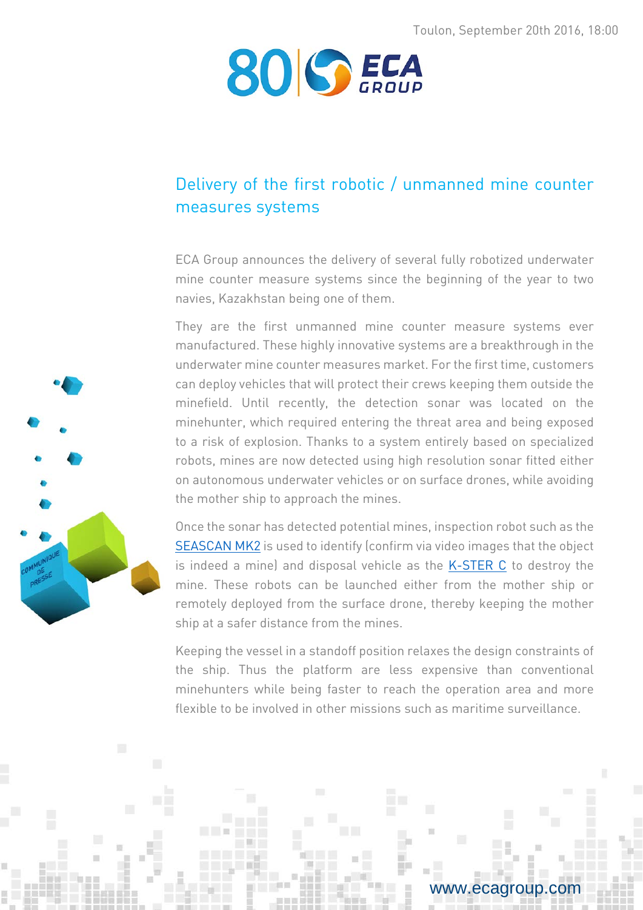Toulon, September 20th 2016, 18:00

# Delivery of the first robotic / unmanned mine counter measures systems

ECA Group announces the delivery of several fully robotized underwater mine counter measure systems since the beginning of the year to two navies, Kazakhstan being one of them.

They are the first unmanned mine counter measure systems ever manufactured. These highly innovative systems are a breakthrough in the underwater mine counter measures market. For the first time, customers can deploy vehicles that will protect their crews keeping them outside the minefield. Until recently, the detection sonar was located on the minehunter, which required entering the threat area and being exposed to a risk of explosion. Thanks to a system entirely based on specialized robots, mines are now detected using high resolution sonar fitted either on autonomous underwater vehicles or on surface drones, while avoiding the mother ship to approach the mines.

Once the sonar has detected potential mines, inspection robot such as the SEASCAN MK2 is used to identify (confirm via video images that the object is indeed a mine) and disposal vehicle as the K-STER C to destroy the mine. These robots can be launched either from the mother ship or remotely deployed from the surface drone, thereby keeping the mother ship at a safer distance from the mines.

Keeping the vessel in a standoff position relaxes the design constraints of the ship. Thus the platform are less expensive than conventional minehunters while being faster to reach the operation area and more flexible to be involved in other missions such as maritime surveillance.

www.ecagroup.com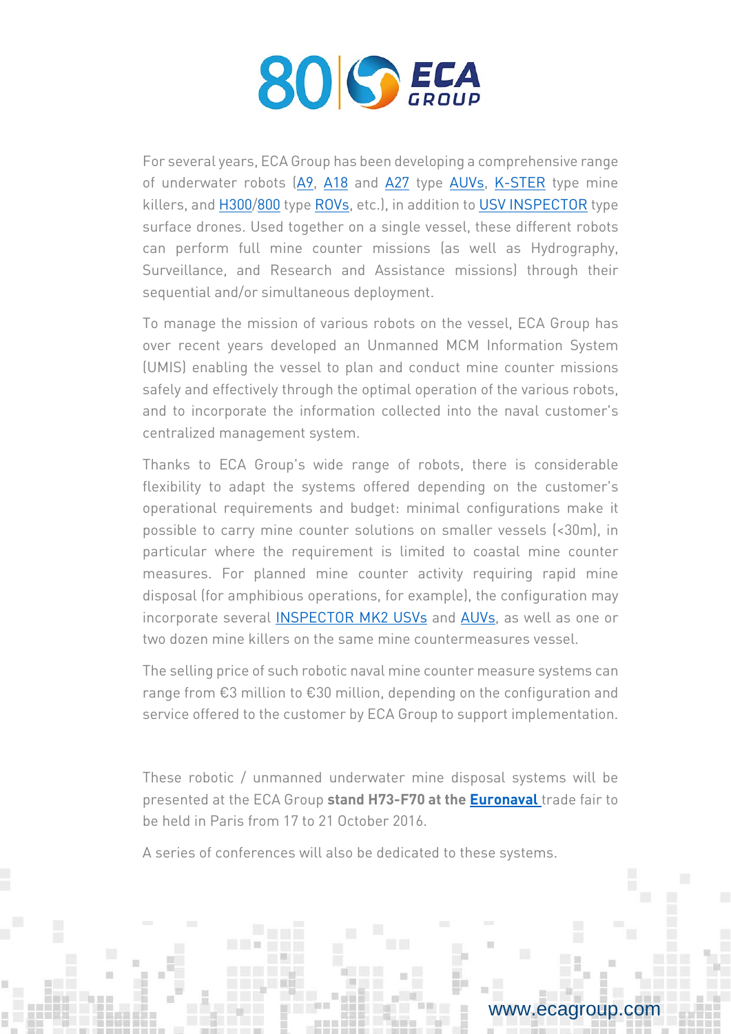For several years, ECA Group has been developing a comprehensive range of underwater robots (A9, A18 and A27 type AUVs, K-STER type mine killers, and H300/800 type ROVs, etc.), in addition to USV INSPECTOR type surface drones. Used together on a single vessel, these different robots can perform full mine counter missions (as well as Hydrography, Surveillance, and Research and Assistance missions) through their sequential and/or simultaneous deployment.

To manage the mission of various robots on the vessel, ECA Group has over recent years developed an Unmanned MCM Information System (UMIS) enabling the vessel to plan and conduct mine counter missions safely and effectively through the optimal operation of the various robots, and to incorporate the information collected into the naval customer's centralized management system.

Thanks to ECA Group's wide range of robots, there is considerable flexibility to adapt the systems offered depending on the customer's operational requirements and budget: minimal configurations make it possible to carry mine counter solutions on smaller vessels (<30m), in particular where the requirement is limited to coastal mine counter measures. For planned mine counter activity requiring rapid mine disposal (for amphibious operations, for example), the configuration may incorporate several INSPECTOR MK2 USVs and AUVs, as well as one or two dozen mine killers on the same mine countermeasures vessel.

The selling price of such robotic naval mine counter measure systems can range from €3 million to €30 million, depending on the configuration and service offered to the customer by ECA Group to support implementation.

These robotic / unmanned underwater mine disposal systems will be presented at the ECA Group **stand H73-F70 at the Euronaval** trade fair to be held in Paris from 17 to 21 October 2016.

A series of conferences will also be dedicated to these systems.

www.ecagroup.com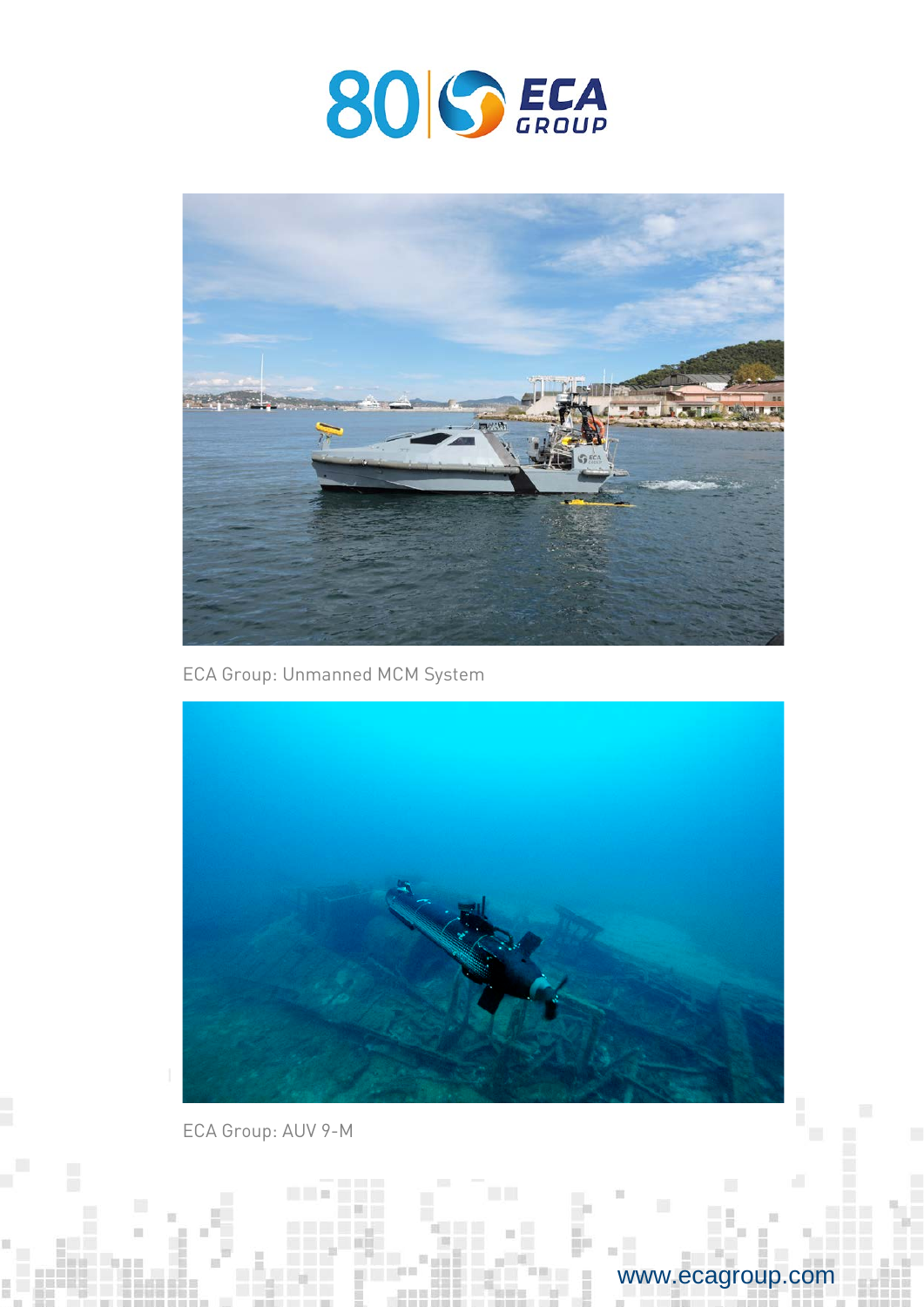ECA Group: Unmanned MCM System

ECA Group: AUV 9-M

www.ecagroup.com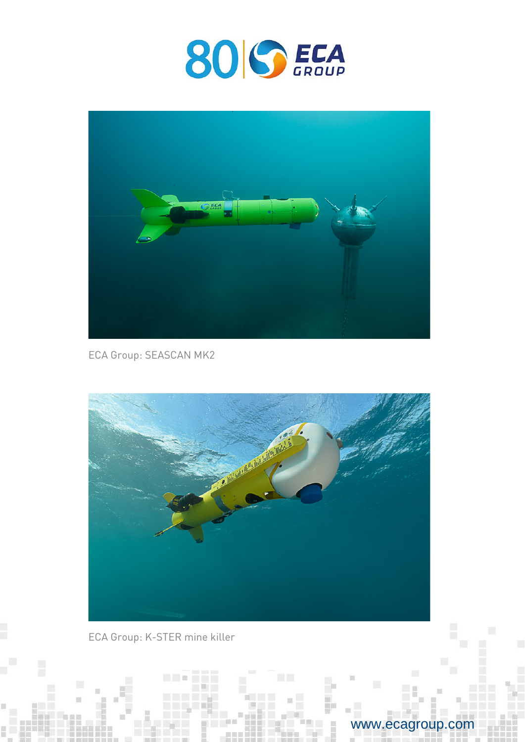ECA Group: SEASCAN MK2

ECA Group: K-STER mine killer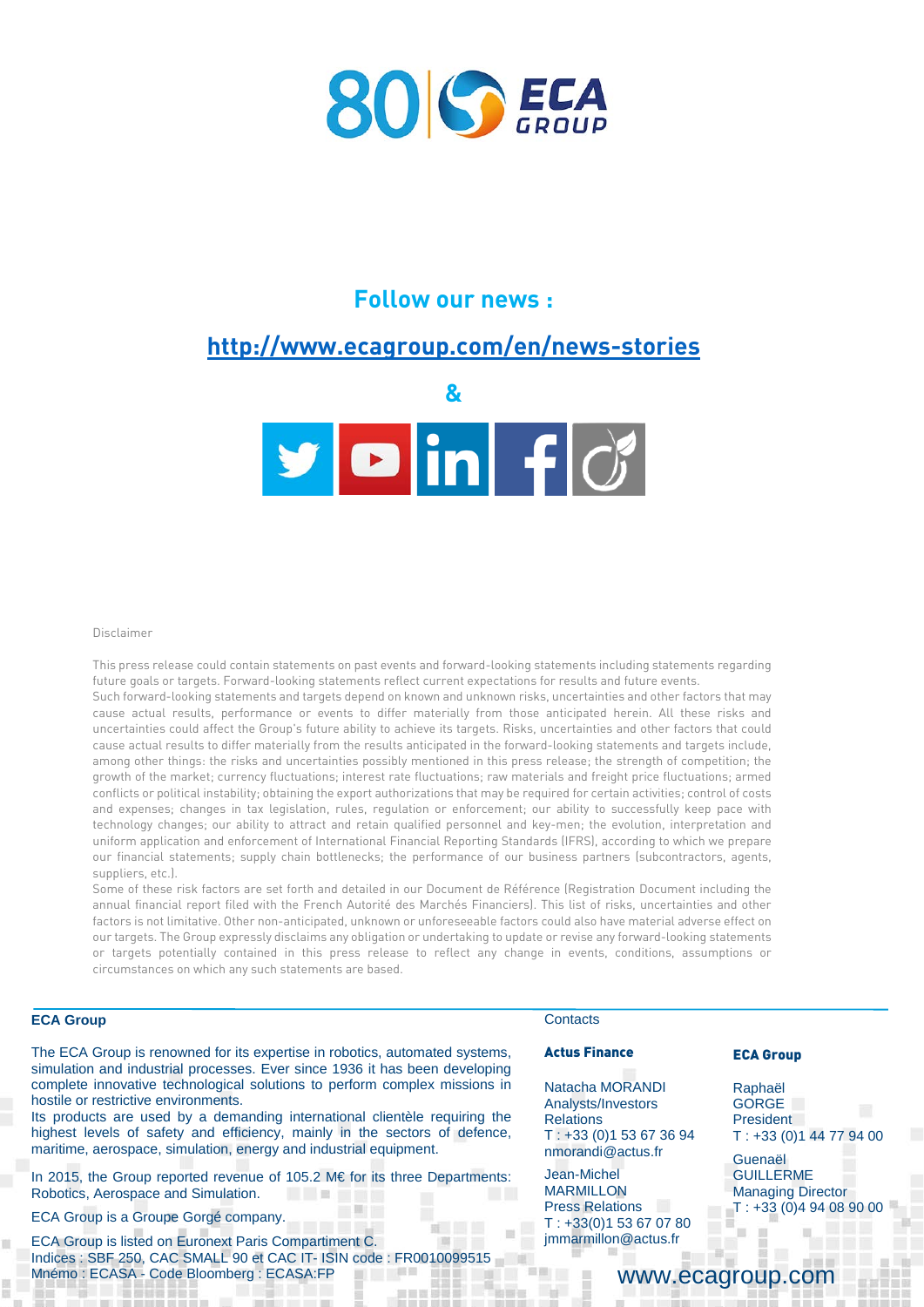## Follow our news :

## http://www.ecagroup.com/en/news-stories

&

Disclaimer

This press release could contain statements on past events and forward-looking statements including statements regarding future goals or targets. Forward-looking statements reflect current expectations for results and future events.
Such forward-looking statements and targets depend on known and unknown risks, uncertainties and other factors that may cause actual results, performance or events to differ materially from those anticipated herein. All these risks and uncertainties could affect the Group's future ability to achieve its targets. Risks, uncertainties and other factors that could cause actual results to differ materially from the results anticipated in the forward-looking statements and targets include, among other things: the risks and uncertainties possibly mentioned in this press release; the strength of competition; the growth of the market; currency fluctuations; interest rate fluctuations; raw materials and freight price fluctuations; armed conflicts or political instability; obtaining the export authorizations that may be required for certain activities; control of costs and expenses; changes in tax legislation, rules, regulation or enforcement; our ability to successfully keep pace with technology changes; our ability to attract and retain qualified personnel and key-men; the evolution, interpretation and uniform application and enforcement of International Financial Reporting Standards (IFRS), according to which we prepare our financial statements; supply chain bottlenecks; the performance of our business partners (subcontractors, agents, suppliers, etc.).
Some of these risk factors are set forth and detailed in our Document de Référence (Registration Document including the annual financial report filed with the French Autorité des Marchés Financiers). This list of risks, uncertainties and other factors is not limitative. Other non-anticipated, unknown or unforeseeable factors could also have material adverse effect on our targets. The Group expressly disclaims any obligation or undertaking to update or revise any forward-looking statements or targets potentially contained in this press release to reflect any change in events, conditions, assumptions or circumstances on which any such statements are based.

**ECA Group**

The ECA Group is renowned for its expertise in robotics, automated systems, simulation and industrial processes. Ever since 1936 it has been developing complete innovative technological solutions to perform complex missions in hostile or restrictive environments.
Its products are used by a demanding international clientèle requiring the highest levels of safety and efficiency, mainly in the sectors of defence, maritime, aerospace, simulation, energy and industrial equipment.

In 2015, the Group reported revenue of 105.2 M€ for its three Departments: Robotics, Aerospace and Simulation.

ECA Group is a Groupe Gorgé company.

ECA Group is listed on Euronext Paris Compartiment C.
Indices : SBF 250, CAC SMALL 90 et CAC IT- ISIN code : FR0010099515
Mnémo : ECASA - Code Bloomberg : ECASA:FP

Contacts

**Actus Finance**

Natacha MORANDI
Analysts/Investors Relations
T : +33 (0)1 53 67 36 94
nmorandi@actus.fr

Jean-Michel MARMILLON
Press Relations
T : +33(0)1 53 67 07 80
jmmarmillon@actus.fr

**ECA Group**

Raphaël GORGE
President
T : +33 (0)1 44 77 94 00

Guenaël GUILLERME
Managing Director
T : +33 (0)4 94 08 90 00

www.ecagroup.com